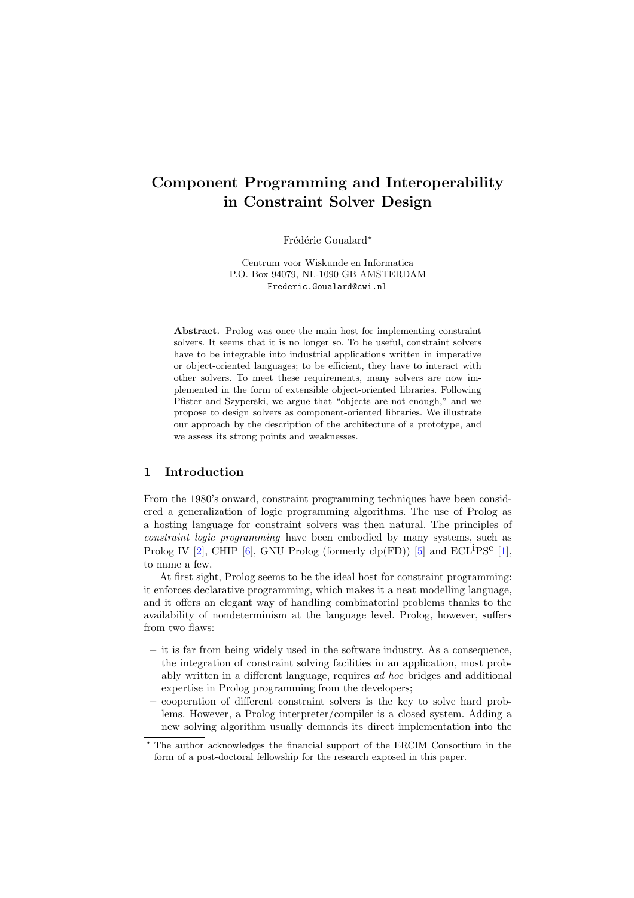# Component Programming and Interoperability in Constraint Solver Design

Frédéric Goualard*

Centrum voor Wiskunde en Informatica
P.O. Box 94079, NL-1090 GB AMSTERDAM
Frederic.Goualard@cwi.nl

**Abstract.** Prolog was once the main host for implementing constraint solvers. It seems that it is no longer so. To be useful, constraint solvers have to be integrable into industrial applications written in imperative or object-oriented languages; to be efficient, they have to interact with other solvers. To meet these requirements, many solvers are now implemented in the form of extensible object-oriented libraries. Following Pfister and Szyperski, we argue that "objects are not enough," and we propose to design solvers as component-oriented libraries. We illustrate our approach by the description of the architecture of a prototype, and we assess its strong points and weaknesses.

## 1 Introduction

From the 1980's onward, constraint programming techniques have been considered a generalization of logic programming algorithms. The use of Prolog as a hosting language for constraint solvers was then natural. The principles of *constraint logic programming* have been embodied by many systems, such as Prolog IV [2], CHIP [6], GNU Prolog (formerly clp(FD)) [5] and ECL$^{\text{i}}$PS$^{\text{e}}$ [1], to name a few.

At first sight, Prolog seems to be the ideal host for constraint programming: it enforces declarative programming, which makes it a neat modelling language, and it offers an elegant way of handling combinatorial problems thanks to the availability of nondeterminism at the language level. Prolog, however, suffers from two flaws:

- it is far from being widely used in the software industry. As a consequence, the integration of constraint solving facilities in an application, most probably written in a different language, requires *ad hoc* bridges and additional expertise in Prolog programming from the developers;
- cooperation of different constraint solvers is the key to solve hard problems. However, a Prolog interpreter/compiler is a closed system. Adding a new solving algorithm usually demands its direct implementation into the

---

* The author acknowledges the financial support of the ERCIM Consortium in the form of a post-doctoral fellowship for the research exposed in this paper.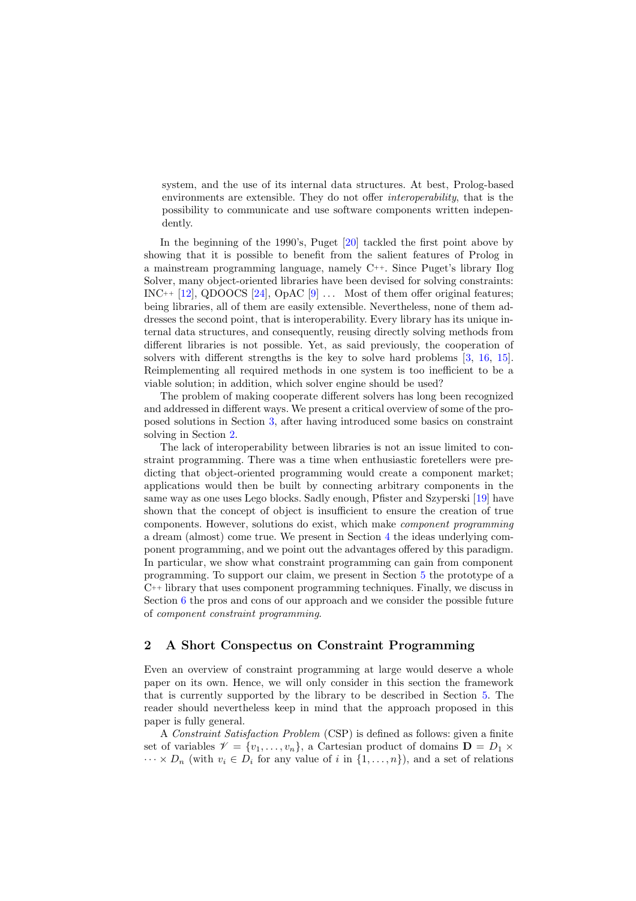system, and the use of its internal data structures. At best, Prolog-based environments are extensible. They do not offer *interoperability*, that is the possibility to communicate and use software components written independently.

In the beginning of the 1990's, Puget [20] tackled the first point above by showing that it is possible to benefit from the salient features of Prolog in a mainstream programming language, namely C++. Since Puget's library Ilog Solver, many object-oriented libraries have been devised for solving constraints: INC++ [12], QDOOCS [24], OpAC [9] ... Most of them offer original features; being libraries, all of them are easily extensible. Nevertheless, none of them addresses the second point, that is interoperability. Every library has its unique internal data structures, and consequently, reusing directly solving methods from different libraries is not possible. Yet, as said previously, the cooperation of solvers with different strengths is the key to solve hard problems [3, 16, 15]. Reimplementing all required methods in one system is too inefficient to be a viable solution; in addition, which solver engine should be used?

The problem of making cooperate different solvers has long been recognized and addressed in different ways. We present a critical overview of some of the proposed solutions in Section 3, after having introduced some basics on constraint solving in Section 2.

The lack of interoperability between libraries is not an issue limited to constraint programming. There was a time when enthusiastic foretellers were predicting that object-oriented programming would create a component market; applications would then be built by connecting arbitrary components in the same way as one uses Lego blocks. Sadly enough, Pfister and Szyperski [19] have shown that the concept of object is insufficient to ensure the creation of true components. However, solutions do exist, which make *component programming* a dream (almost) come true. We present in Section 4 the ideas underlying component programming, and we point out the advantages offered by this paradigm. In particular, we show what constraint programming can gain from component programming. To support our claim, we present in Section 5 the prototype of a C++ library that uses component programming techniques. Finally, we discuss in Section 6 the pros and cons of our approach and we consider the possible future of *component constraint programming*.

## 2 A Short Conspectus on Constraint Programming

Even an overview of constraint programming at large would deserve a whole paper on its own. Hence, we will only consider in this section the framework that is currently supported by the library to be described in Section 5. The reader should nevertheless keep in mind that the approach proposed in this paper is fully general.

A *Constraint Satisfaction Problem* (CSP) is defined as follows: given a finite set of variables $\mathscr{V} = \{v_1, \ldots, v_n\}$, a Cartesian product of domains $\mathbf{D} = D_1 \times \cdots \times D_n$ (with $v_i \in D_i$ for any value of $i$ in $\{1, \ldots, n\}$), and a set of relations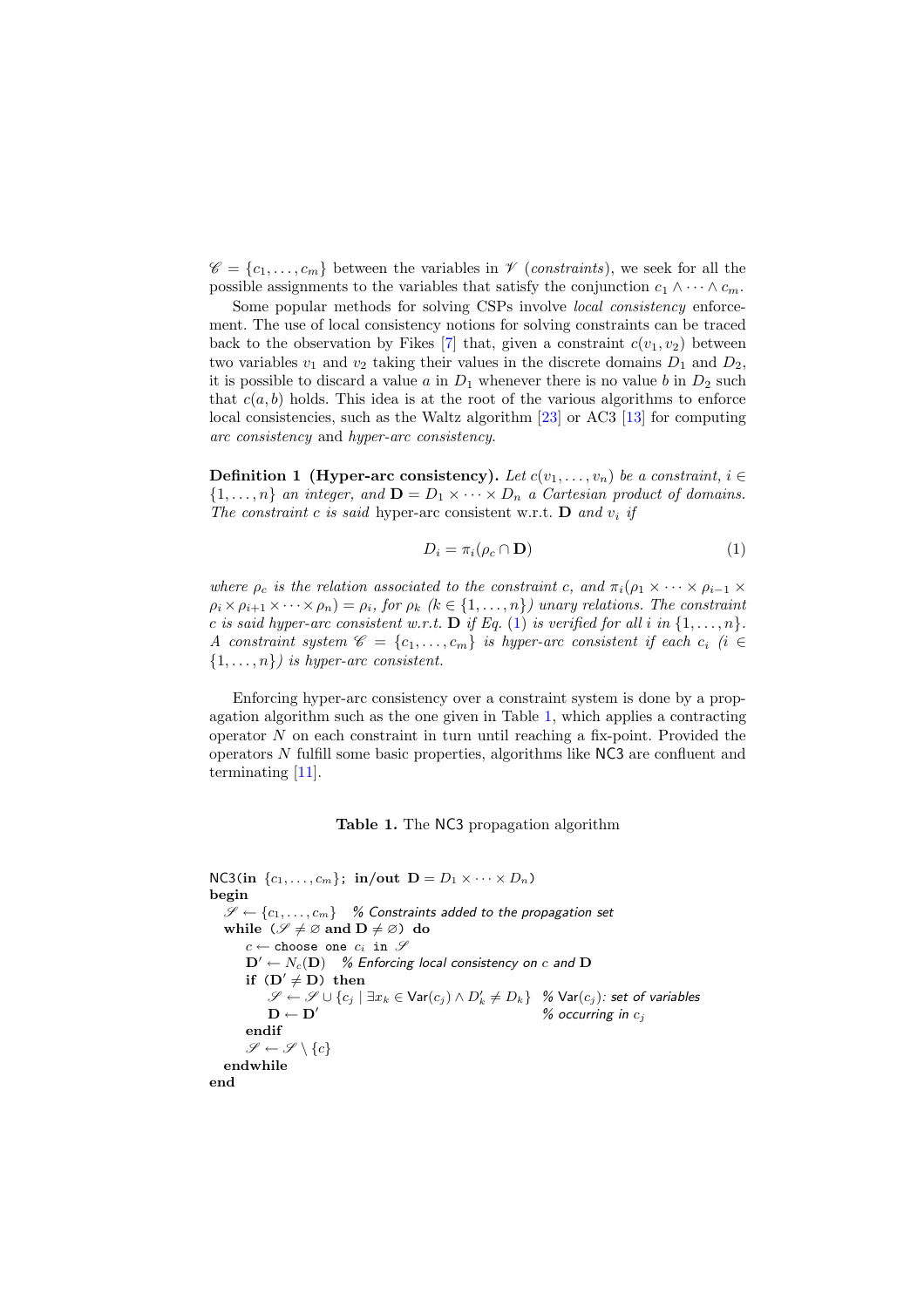$\mathscr{C} = \{c_1, \ldots, c_m\}$ between the variables in $\mathscr{V}$ (*constraints*), we seek for all the possible assignments to the variables that satisfy the conjunction $c_1 \wedge \cdots \wedge c_m$.

Some popular methods for solving CSPs involve *local consistency* enforcement. The use of local consistency notions for solving constraints can be traced back to the observation by Fikes [7] that, given a constraint $c(v_1, v_2)$ between two variables $v_1$ and $v_2$ taking their values in the discrete domains $D_1$ and $D_2$, it is possible to discard a value $a$ in $D_1$ whenever there is no value $b$ in $D_2$ such that $c(a, b)$ holds. This idea is at the root of the various algorithms to enforce local consistencies, such as the Waltz algorithm [23] or AC3 [13] for computing *arc consistency* and *hyper-arc consistency*.

**Definition 1 (Hyper-arc consistency).** *Let $c(v_1, \ldots, v_n)$ be a constraint, $i \in \{1, \ldots, n\}$ an integer, and $\mathbf{D} = D_1 \times \cdots \times D_n$ a Cartesian product of domains. The constraint $c$ is said* hyper-arc consistent w.r.t. $\mathbf{D}$ *and $v_i$ if*

$$D_i = \pi_i(\rho_c \cap \mathbf{D}) \tag{1}$$

*where $\rho_c$ is the relation associated to the constraint $c$, and $\pi_i(\rho_1 \times \cdots \times \rho_{i-1} \times \rho_i \times \rho_{i+1} \times \cdots \times \rho_n) = \rho_i$, for $\rho_k$ ($k \in \{1, \ldots, n\}$) unary relations. The constraint $c$ is said hyper-arc consistent w.r.t. $\mathbf{D}$ if Eq. (1) is verified for all $i$ in $\{1, \ldots, n\}$. A constraint system $\mathscr{C} = \{c_1, \ldots, c_m\}$ is hyper-arc consistent if each $c_i$ ($i \in \{1, \ldots, n\}$) is hyper-arc consistent.*

Enforcing hyper-arc consistency over a constraint system is done by a propagation algorithm such as the one given in Table 1, which applies a contracting operator $N$ on each constraint in turn until reaching a fix-point. Provided the operators $N$ fulfill some basic properties, algorithms like NC3 are confluent and terminating [11].

**Table 1.** The NC3 propagation algorithm

```
NC3(in {c_1,...,c_m}; in/out D = D_1 × ··· × D_n)
begin
  𝒮 ← {c_1,...,c_m}   % Constraints added to the propagation set
  while (𝒮 ≠ ∅ and D ≠ ∅) do
      c ← choose one c_i in 𝒮
      D' ← N_c(D)   % Enforcing local consistency on c and D
      if (D' ≠ D) then
          𝒮 ← 𝒮 ∪ {c_j | ∃x_k ∈ Var(c_j) ∧ D'_k ≠ D_k}   % Var(c_j): set of variables
          D ← D'                                          % occurring in c_j
      endif
      𝒮 ← 𝒮 \ {c}
  endwhile
end
```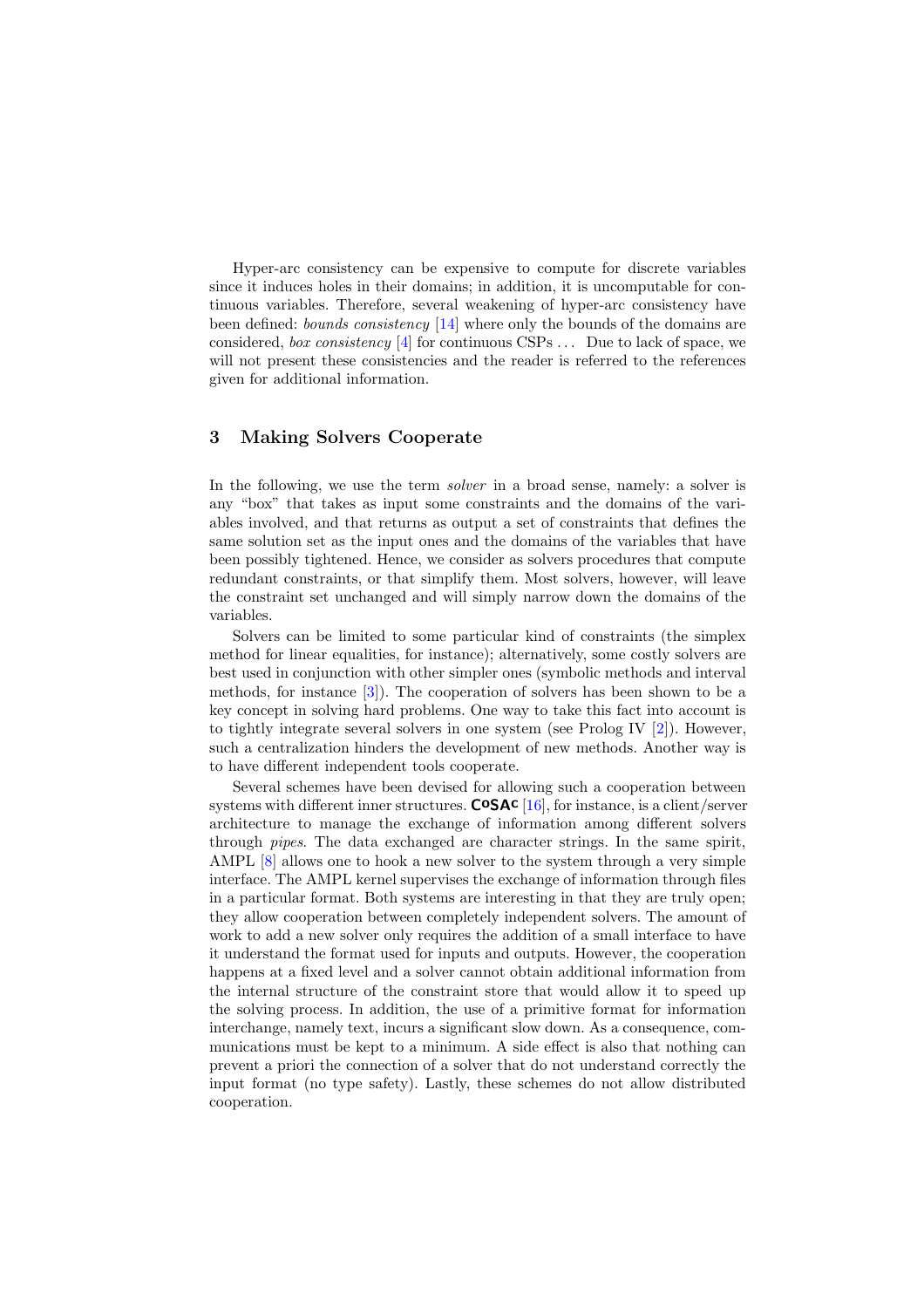Hyper-arc consistency can be expensive to compute for discrete variables since it induces holes in their domains; in addition, it is uncomputable for continuous variables. Therefore, several weakening of hyper-arc consistency have been defined: *bounds consistency* [14] where only the bounds of the domains are considered, *box consistency* [4] for continuous CSPs . . . Due to lack of space, we will not present these consistencies and the reader is referred to the references given for additional information.

## 3 Making Solvers Cooperate

In the following, we use the term *solver* in a broad sense, namely: a solver is any "box" that takes as input some constraints and the domains of the variables involved, and that returns as output a set of constraints that defines the same solution set as the input ones and the domains of the variables that have been possibly tightened. Hence, we consider as solvers procedures that compute redundant constraints, or that simplify them. Most solvers, however, will leave the constraint set unchanged and will simply narrow down the domains of the variables.

Solvers can be limited to some particular kind of constraints (the simplex method for linear equalities, for instance); alternatively, some costly solvers are best used in conjunction with other simpler ones (symbolic methods and interval methods, for instance [3]). The cooperation of solvers has been shown to be a key concept in solving hard problems. One way to take this fact into account is to tightly integrate several solvers in one system (see Prolog IV [2]). However, such a centralization hinders the development of new methods. Another way is to have different independent tools cooperate.

Several schemes have been devised for allowing such a cooperation between systems with different inner structures. **CoSAc** [16], for instance, is a client/server architecture to manage the exchange of information among different solvers through *pipes*. The data exchanged are character strings. In the same spirit, AMPL [8] allows one to hook a new solver to the system through a very simple interface. The AMPL kernel supervises the exchange of information through files in a particular format. Both systems are interesting in that they are truly open; they allow cooperation between completely independent solvers. The amount of work to add a new solver only requires the addition of a small interface to have it understand the format used for inputs and outputs. However, the cooperation happens at a fixed level and a solver cannot obtain additional information from the internal structure of the constraint store that would allow it to speed up the solving process. In addition, the use of a primitive format for information interchange, namely text, incurs a significant slow down. As a consequence, communications must be kept to a minimum. A side effect is also that nothing can prevent a priori the connection of a solver that do not understand correctly the input format (no type safety). Lastly, these schemes do not allow distributed cooperation.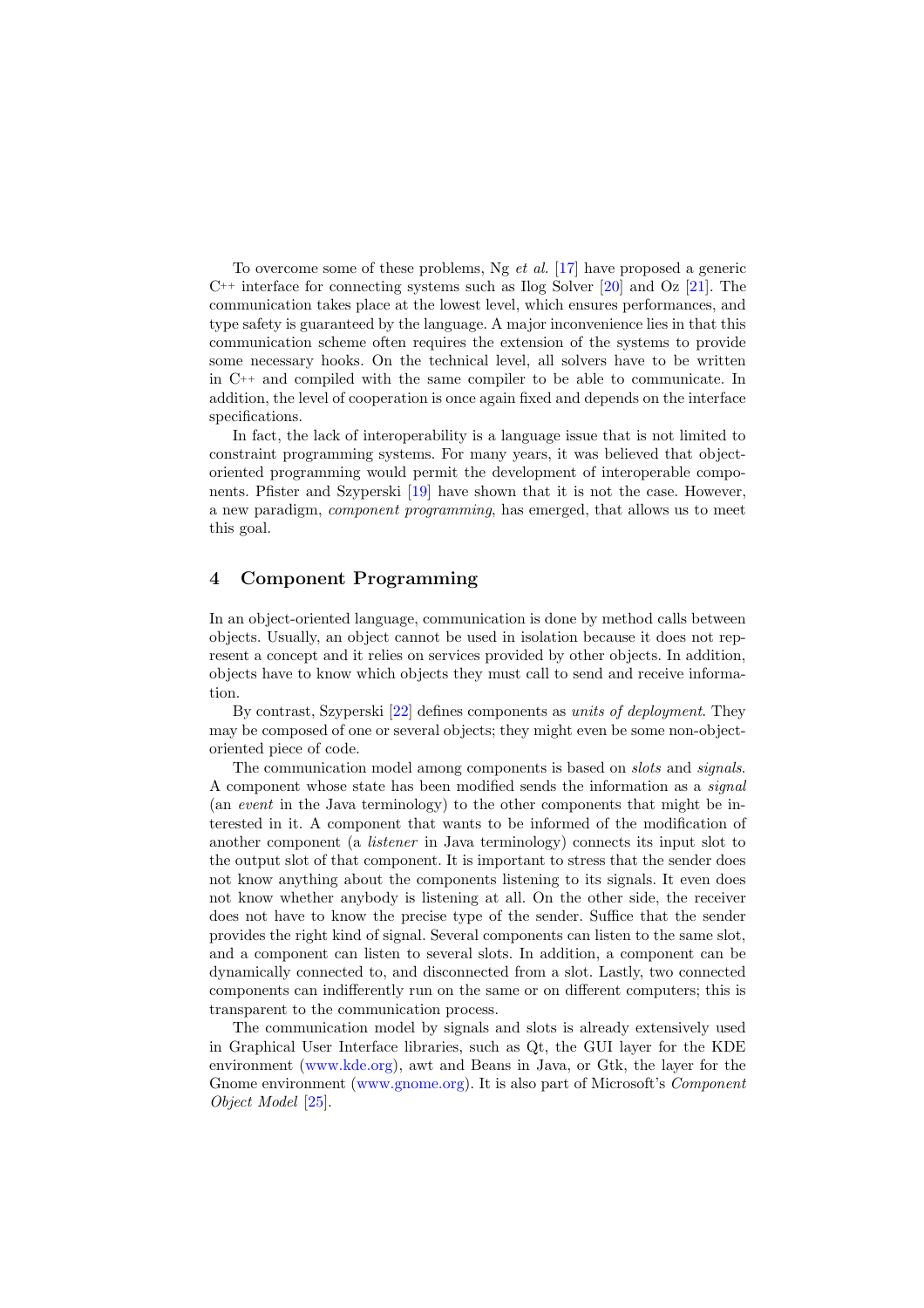To overcome some of these problems, Ng *et al.* [17] have proposed a generic C++ interface for connecting systems such as Ilog Solver [20] and Oz [21]. The communication takes place at the lowest level, which ensures performances, and type safety is guaranteed by the language. A major inconvenience lies in that this communication scheme often requires the extension of the systems to provide some necessary hooks. On the technical level, all solvers have to be written in C++ and compiled with the same compiler to be able to communicate. In addition, the level of cooperation is once again fixed and depends on the interface specifications.

In fact, the lack of interoperability is a language issue that is not limited to constraint programming systems. For many years, it was believed that object-oriented programming would permit the development of interoperable components. Pfister and Szyperski [19] have shown that it is not the case. However, a new paradigm, *component programming*, has emerged, that allows us to meet this goal.

## 4 Component Programming

In an object-oriented language, communication is done by method calls between objects. Usually, an object cannot be used in isolation because it does not represent a concept and it relies on services provided by other objects. In addition, objects have to know which objects they must call to send and receive information.

By contrast, Szyperski [22] defines components as *units of deployment.* They may be composed of one or several objects; they might even be some non-object-oriented piece of code.

The communication model among components is based on *slots* and *signals*. A component whose state has been modified sends the information as a *signal* (an *event* in the Java terminology) to the other components that might be interested in it. A component that wants to be informed of the modification of another component (a *listener* in Java terminology) connects its input slot to the output slot of that component. It is important to stress that the sender does not know anything about the components listening to its signals. It even does not know whether anybody is listening at all. On the other side, the receiver does not have to know the precise type of the sender. Suffice that the sender provides the right kind of signal. Several components can listen to the same slot, and a component can listen to several slots. In addition, a component can be dynamically connected to, and disconnected from a slot. Lastly, two connected components can indifferently run on the same or on different computers; this is transparent to the communication process.

The communication model by signals and slots is already extensively used in Graphical User Interface libraries, such as Qt, the GUI layer for the KDE environment (www.kde.org), awt and Beans in Java, or Gtk, the layer for the Gnome environment (www.gnome.org). It is also part of Microsoft's *Component Object Model* [25].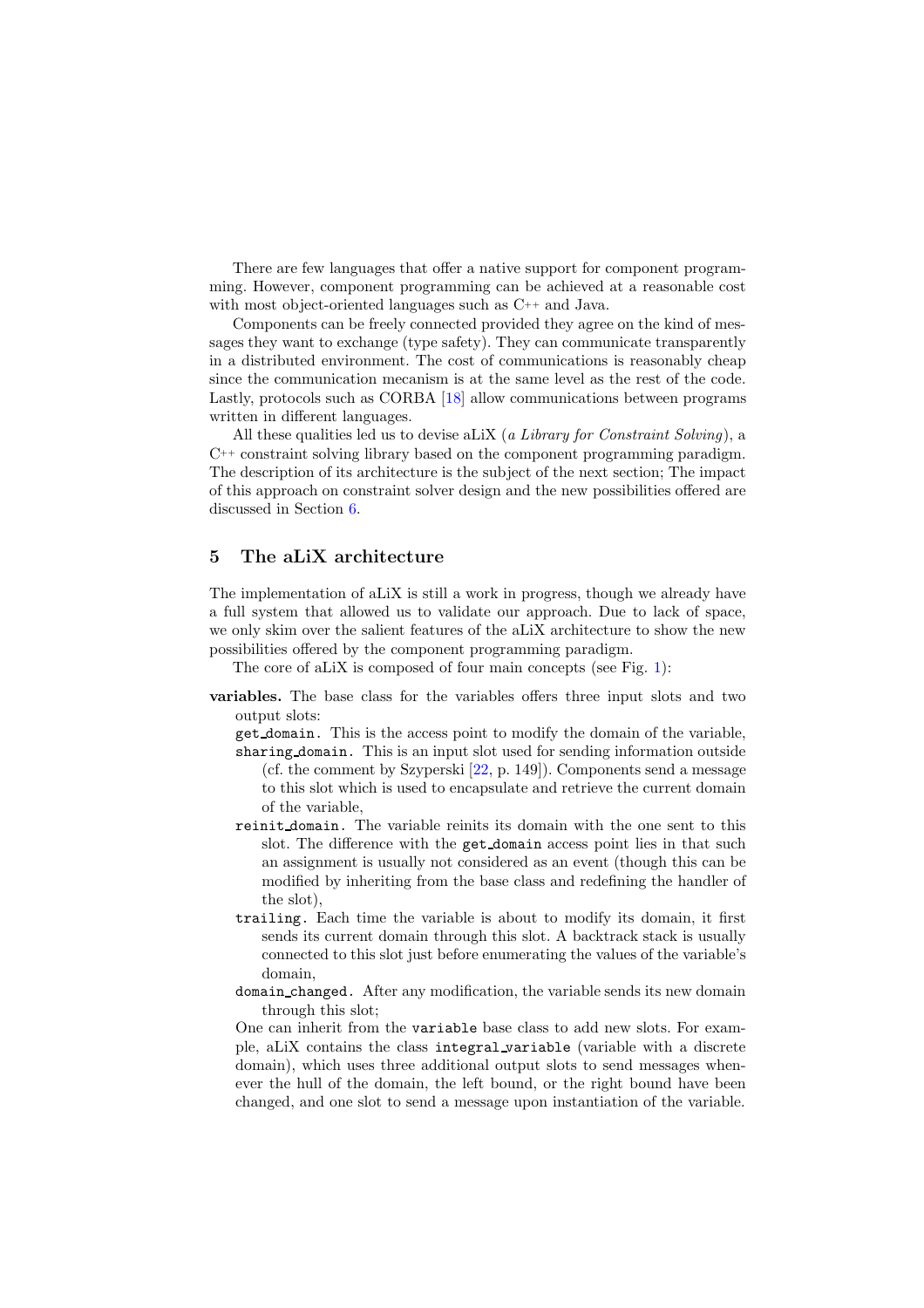There are few languages that offer a native support for component programming. However, component programming can be achieved at a reasonable cost with most object-oriented languages such as C++ and Java.

Components can be freely connected provided they agree on the kind of messages they want to exchange (type safety). They can communicate transparently in a distributed environment. The cost of communications is reasonably cheap since the communication mecanism is at the same level as the rest of the code. Lastly, protocols such as CORBA [18] allow communications between programs written in different languages.

All these qualities led us to devise aLiX (*a Library for Constraint Solving*), a C++ constraint solving library based on the component programming paradigm. The description of its architecture is the subject of the next section; The impact of this approach on constraint solver design and the new possibilities offered are discussed in Section 6.

## 5 The aLiX architecture

The implementation of aLiX is still a work in progress, though we already have a full system that allowed us to validate our approach. Due to lack of space, we only skim over the salient features of the aLiX architecture to show the new possibilities offered by the component programming paradigm.

The core of aLiX is composed of four main concepts (see Fig. 1):

**variables.** The base class for the variables offers three input slots and two output slots:

- `get_domain`. This is the access point to modify the domain of the variable,
- `sharing_domain`. This is an input slot used for sending information outside (cf. the comment by Szyperski [22, p. 149]). Components send a message to this slot which is used to encapsulate and retrieve the current domain of the variable,
- `reinit_domain`. The variable reinits its domain with the one sent to this slot. The difference with the `get_domain` access point lies in that such an assignment is usually not considered as an event (though this can be modified by inheriting from the base class and redefining the handler of the slot),
- `trailing`. Each time the variable is about to modify its domain, it first sends its current domain through this slot. A backtrack stack is usually connected to this slot just before enumerating the values of the variable's domain,
- `domain_changed`. After any modification, the variable sends its new domain through this slot;

One can inherit from the `variable` base class to add new slots. For example, aLiX contains the class `integral_variable` (variable with a discrete domain), which uses three additional output slots to send messages whenever the hull of the domain, the left bound, or the right bound have been changed, and one slot to send a message upon instantiation of the variable.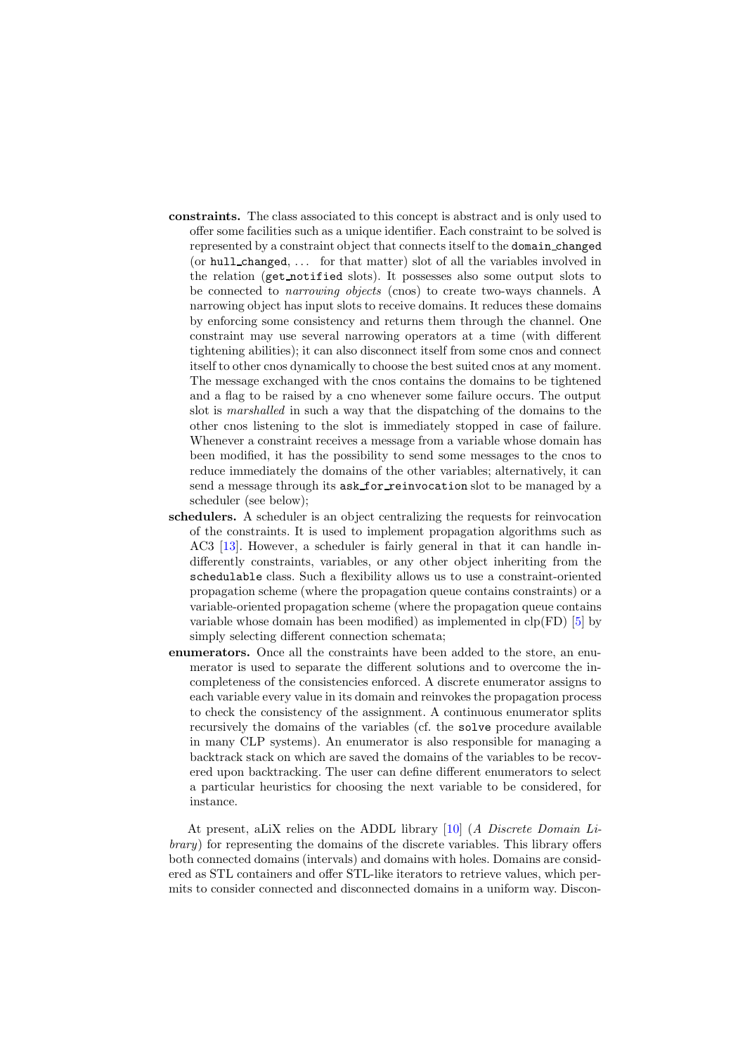- **constraints.** The class associated to this concept is abstract and is only used to offer some facilities such as a unique identifier. Each constraint to be solved is represented by a constraint object that connects itself to the `domain_changed` (or `hull_changed`, ... for that matter) slot of all the variables involved in the relation (`get_notified` slots). It possesses also some output slots to be connected to *narrowing objects* (cnos) to create two-ways channels. A narrowing object has input slots to receive domains. It reduces these domains by enforcing some consistency and returns them through the channel. One constraint may use several narrowing operators at a time (with different tightening abilities); it can also disconnect itself from some cnos and connect itself to other cnos dynamically to choose the best suited cnos at any moment. The message exchanged with the cnos contains the domains to be tightened and a flag to be raised by a cno whenever some failure occurs. The output slot is *marshalled* in such a way that the dispatching of the domains to the other cnos listening to the slot is immediately stopped in case of failure. Whenever a constraint receives a message from a variable whose domain has been modified, it has the possibility to send some messages to the cnos to reduce immediately the domains of the other variables; alternatively, it can send a message through its `ask_for_reinvocation` slot to be managed by a scheduler (see below);
- **schedulers.** A scheduler is an object centralizing the requests for reinvocation of the constraints. It is used to implement propagation algorithms such as AC3 [13]. However, a scheduler is fairly general in that it can handle indifferently constraints, variables, or any other object inheriting from the `schedulable` class. Such a flexibility allows us to use a constraint-oriented propagation scheme (where the propagation queue contains constraints) or a variable-oriented propagation scheme (where the propagation queue contains variable whose domain has been modified) as implemented in clp(FD) [5] by simply selecting different connection schemata;
- **enumerators.** Once all the constraints have been added to the store, an enumerator is used to separate the different solutions and to overcome the incompleteness of the consistencies enforced. A discrete enumerator assigns to each variable every value in its domain and reinvokes the propagation process to check the consistency of the assignment. A continuous enumerator splits recursively the domains of the variables (cf. the `solve` procedure available in many CLP systems). An enumerator is also responsible for managing a backtrack stack on which are saved the domains of the variables to be recovered upon backtracking. The user can define different enumerators to select a particular heuristics for choosing the next variable to be considered, for instance.

At present, aLiX relies on the ADDL library [10] (*A Discrete Domain Library*) for representing the domains of the discrete variables. This library offers both connected domains (intervals) and domains with holes. Domains are considered as STL containers and offer STL-like iterators to retrieve values, which permits to consider connected and disconnected domains in a uniform way. Discon-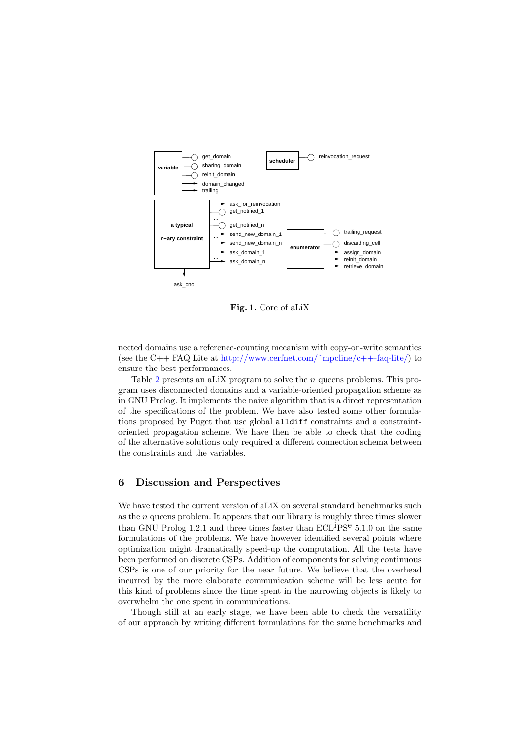Fig. 1. Core of aLiX

nected domains use a reference-counting mecanism with copy-on-write semantics (see the C++ FAQ Lite at http://www.cerfnet.com/~mpcline/c++-faq-lite/) to ensure the best performances.

Table 2 presents an aLiX program to solve the $n$ queens problems. This program uses disconnected domains and a variable-oriented propagation scheme as in GNU Prolog. It implements the naive algorithm that is a direct representation of the specifications of the problem. We have also tested some other formulations proposed by Puget that use global `alldiff` constraints and a constraint-oriented propagation scheme. We have then be able to check that the coding of the alternative solutions only required a different connection schema between the constraints and the variables.

## 6 Discussion and Perspectives

We have tested the current version of aLiX on several standard benchmarks such as the $n$ queens problem. It appears that our library is roughly three times slower than GNU Prolog 1.2.1 and three times faster than ECL$^{\text{i}}$PS$^{\text{e}}$ 5.1.0 on the same formulations of the problems. We have however identified several points where optimization might dramatically speed-up the computation. All the tests have been performed on discrete CSPs. Addition of components for solving continuous CSPs is one of our priority for the near future. We believe that the overhead incurred by the more elaborate communication scheme will be less acute for this kind of problems since the time spent in the narrowing objects is likely to overwhelm the one spent in communications.

Though still at an early stage, we have been able to check the versatility of our approach by writing different formulations for the same benchmarks and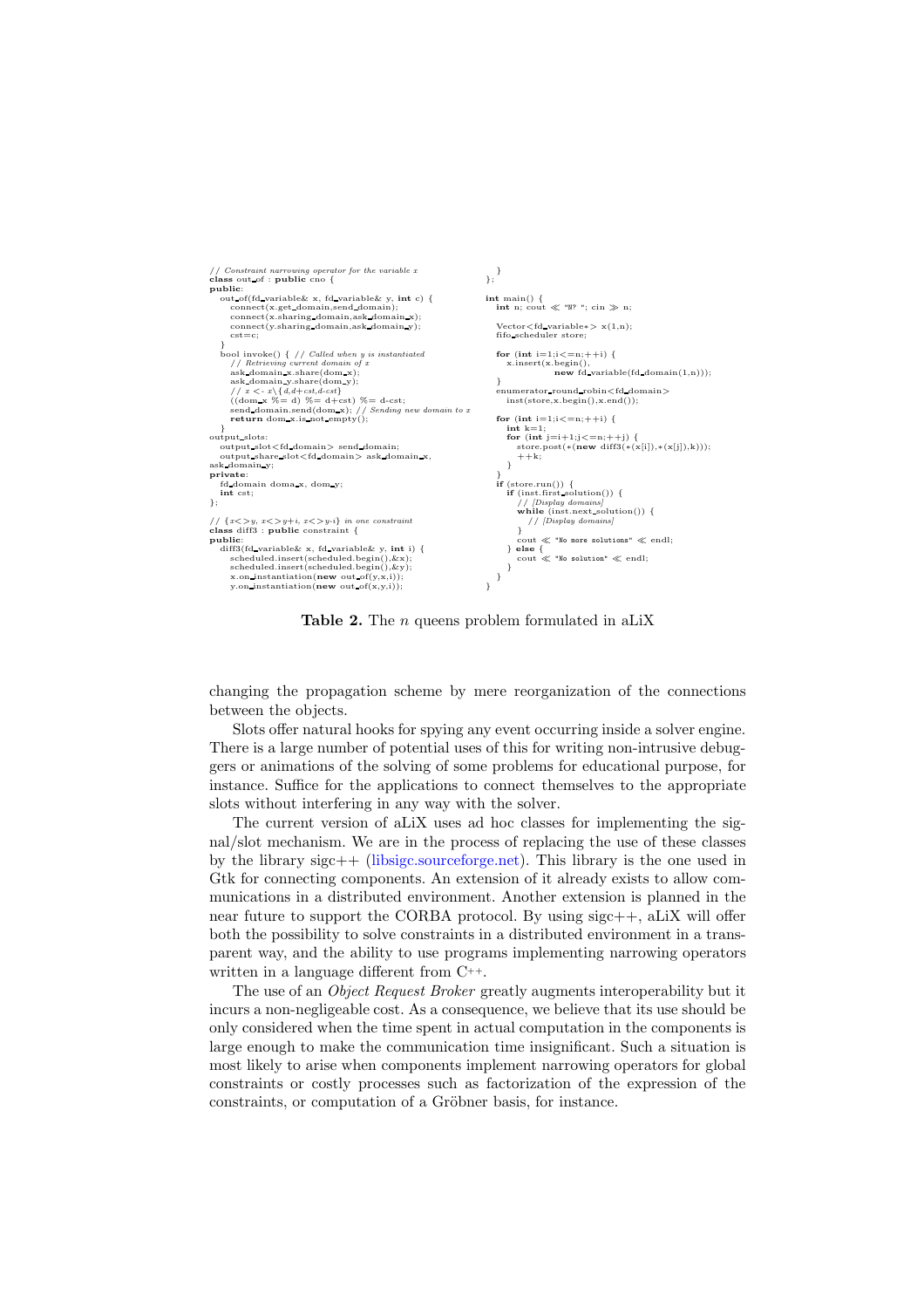```
// Constraint narrowing operator for the variable x
class out_of : public cno {
public:
   out_of(fd_variable& x, fd_variable& y, int c) {
      connect(x.get_domain,send_domain);
      connect(x.sharing_domain,ask_domain_x);
      connect(y.sharing_domain,ask_domain_y);
      cst=c;
   }
   bool invoke() { // Called when y is instantiated
      // Retrieving current domain of x
      ask_domain_x.share(dom_x);
      ask_domain_y.share(dom_y);
      // x <- x\{d,d+cst,d-cst}
      ((dom_x %= d) %= d+cst) %= d-cst;
      send_domain.send(dom_x); // Sending new domain to x
      return dom_x.is_not_empty();
   }
output_slots:
   output_slot<fd_domain> send_domain;
   output_share_slot<fd_domain> ask_domain_x,
ask_domain_y;
private:
   fd_domain doma_x, dom_y;
   int cst;
};

// {x<>y, x<>y+i, x<>y-i} in one constraint
class diff3 : public constraint {
public:
   diff3(fd_variable& x, fd_variable& y, int i) {
      scheduled.insert(scheduled.begin(),&x);
      scheduled.insert(scheduled.begin(),&y);
      x.on_instantiation(new out_of(y,x,i));
      y.on_instantiation(new out_of(x,y,i));
   }
};

int main() {
   int n; cout << "N? "; cin >> n;

   Vector<fd_variable*> x(1,n);
   fifo_scheduler store;

   for (int i=1;i<=n;++i) {
      x.insert(x.begin(),
               new fd_variable(fd_domain(1,n)));
   }
   enumerator_round_robin<fd_domain>
      inst(store,x.begin(),x.end());

   for (int i=1;i<=n;++i) {
      int k=1;
      for (int j=i+1;j<=n;++j) {
         store.post(*(new diff3(*(x[i]),*(x[j]),k)));
         ++k;
      }
   }
   if (store.run()) {
      if (inst.first_solution()) {
         // [Display domains]
         while (inst.next_solution()) {
            // [Display domains]
         }
         cout << "No more solutions" << endl;
      } else {
         cout << "No solution" << endl;
      }
   }
}
```

**Table 2.** The $n$ queens problem formulated in aLiX

changing the propagation scheme by mere reorganization of the connections between the objects.

Slots offer natural hooks for spying any event occurring inside a solver engine. There is a large number of potential uses of this for writing non-intrusive debuggers or animations of the solving of some problems for educational purpose, for instance. Suffice for the applications to connect themselves to the appropriate slots without interfering in any way with the solver.

The current version of aLiX uses ad hoc classes for implementing the signal/slot mechanism. We are in the process of replacing the use of these classes by the library sigc++ (libsigc.sourceforge.net). This library is the one used in Gtk for connecting components. An extension of it already exists to allow communications in a distributed environment. Another extension is planned in the near future to support the CORBA protocol. By using sigc++, aLiX will offer both the possibility to solve constraints in a distributed environment in a transparent way, and the ability to use programs implementing narrowing operators written in a language different from C++.

The use of an *Object Request Broker* greatly augments interoperability but it incurs a non-negligeable cost. As a consequence, we believe that its use should be only considered when the time spent in actual computation in the components is large enough to make the communication time insignificant. Such a situation is most likely to arise when components implement narrowing operators for global constraints or costly processes such as factorization of the expression of the constraints, or computation of a Gröbner basis, for instance.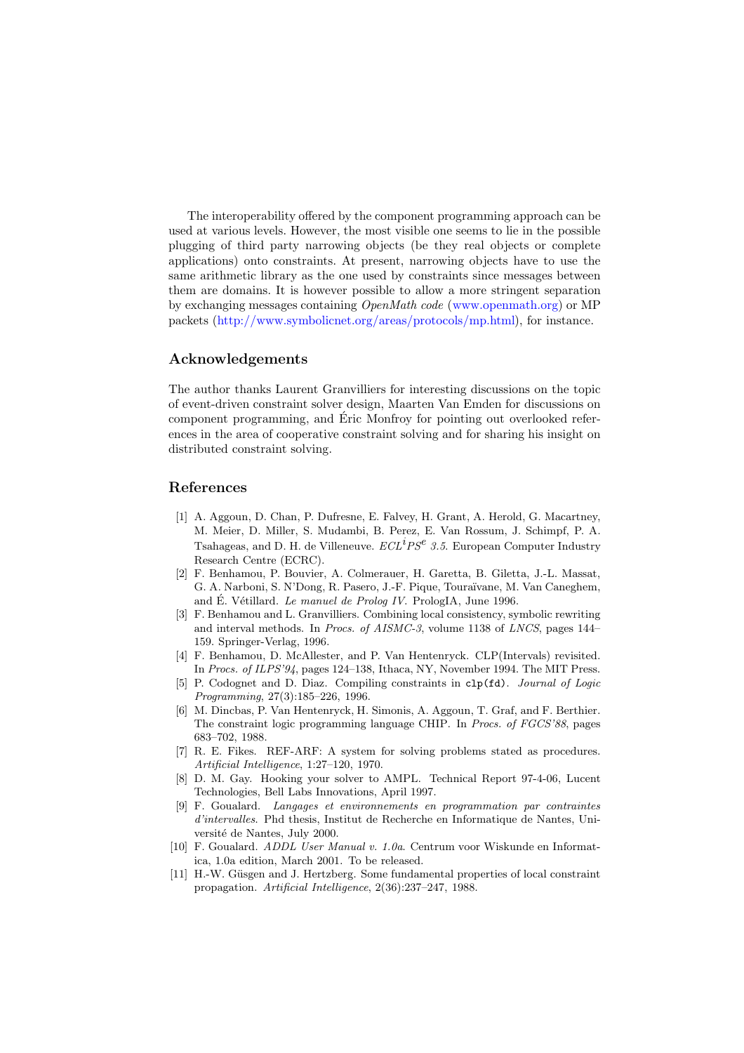The interoperability offered by the component programming approach can be used at various levels. However, the most visible one seems to lie in the possible plugging of third party narrowing objects (be they real objects or complete applications) onto constraints. At present, narrowing objects have to use the same arithmetic library as the one used by constraints since messages between them are domains. It is however possible to allow a more stringent separation by exchanging messages containing *OpenMath code* (www.openmath.org) or MP packets (http://www.symbolicnet.org/areas/protocols/mp.html), for instance.

## Acknowledgements

The author thanks Laurent Granvilliers for interesting discussions on the topic of event-driven constraint solver design, Maarten Van Emden for discussions on component programming, and Éric Monfroy for pointing out overlooked references in the area of cooperative constraint solving and for sharing his insight on distributed constraint solving.

## References

[1] A. Aggoun, D. Chan, P. Dufresne, E. Falvey, H. Grant, A. Herold, G. Macartney, M. Meier, D. Miller, S. Mudambi, B. Perez, E. Van Rossum, J. Schimpf, P. A. Tsahageas, and D. H. de Villeneuve. *ECL$^i$PS$^e$ 3.5*. European Computer Industry Research Centre (ECRC).

[2] F. Benhamou, P. Bouvier, A. Colmerauer, H. Garetta, B. Giletta, J.-L. Massat, G. A. Narboni, S. N'Dong, R. Pasero, J.-F. Pique, Touraïvane, M. Van Caneghem, and É. Vétillard. *Le manuel de Prolog IV*. PrologIA, June 1996.

[3] F. Benhamou and L. Granvilliers. Combining local consistency, symbolic rewriting and interval methods. In *Procs. of AISMC-3*, volume 1138 of *LNCS*, pages 144–159. Springer-Verlag, 1996.

[4] F. Benhamou, D. McAllester, and P. Van Hentenryck. CLP(Intervals) revisited. In *Procs. of ILPS'94*, pages 124–138, Ithaca, NY, November 1994. The MIT Press.

[5] P. Codognet and D. Diaz. Compiling constraints in `clp(fd)`. *Journal of Logic Programming*, 27(3):185–226, 1996.

[6] M. Dincbas, P. Van Hentenryck, H. Simonis, A. Aggoun, T. Graf, and F. Berthier. The constraint logic programming language CHIP. In *Procs. of FGCS'88*, pages 683–702, 1988.

[7] R. E. Fikes. REF-ARF: A system for solving problems stated as procedures. *Artificial Intelligence*, 1:27–120, 1970.

[8] D. M. Gay. Hooking your solver to AMPL. Technical Report 97-4-06, Lucent Technologies, Bell Labs Innovations, April 1997.

[9] F. Goualard. *Langages et environnements en programmation par contraintes d'intervalles*. Phd thesis, Institut de Recherche en Informatique de Nantes, Université de Nantes, July 2000.

[10] F. Goualard. *ADDL User Manual v. 1.0a*. Centrum voor Wiskunde en Informatica, 1.0a edition, March 2001. To be released.

[11] H.-W. Güsgen and J. Hertzberg. Some fundamental properties of local constraint propagation. *Artificial Intelligence*, 2(36):237–247, 1988.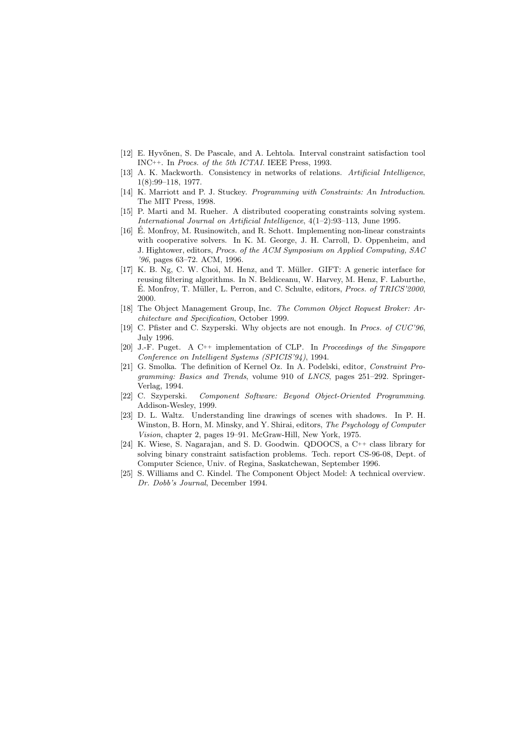[12] E. Hyvőnen, S. De Pascale, and A. Lehtola. Interval constraint satisfaction tool INC++. In *Procs. of the 5th ICTAI*. IEEE Press, 1993.

[13] A. K. Mackworth. Consistency in networks of relations. *Artificial Intelligence*, 1(8):99–118, 1977.

[14] K. Marriott and P. J. Stuckey. *Programming with Constraints: An Introduction*. The MIT Press, 1998.

[15] P. Marti and M. Rueher. A distributed cooperating constraints solving system. *International Journal on Artificial Intelligence*, 4(1–2):93–113, June 1995.

[16] É. Monfroy, M. Rusinowitch, and R. Schott. Implementing non-linear constraints with cooperative solvers. In K. M. George, J. H. Carroll, D. Oppenheim, and J. Hightower, editors, *Procs. of the ACM Symposium on Applied Computing, SAC '96*, pages 63–72. ACM, 1996.

[17] K. B. Ng, C. W. Choi, M. Henz, and T. Müller. GIFT: A generic interface for reusing filtering algorithms. In N. Beldiceanu, W. Harvey, M. Henz, F. Laburthe, É. Monfroy, T. Müller, L. Perron, and C. Schulte, editors, *Procs. of TRICS'2000*, 2000.

[18] The Object Management Group, Inc. *The Common Object Request Broker: Architecture and Specification*, October 1999.

[19] C. Pfister and C. Szyperski. Why objects are not enough. In *Procs. of CUC'96*, July 1996.

[20] J.-F. Puget. A C++ implementation of CLP. In *Proceedings of the Singapore Conference on Intelligent Systems (SPICIS'94)*, 1994.

[21] G. Smolka. The definition of Kernel Oz. In A. Podelski, editor, *Constraint Programming: Basics and Trends*, volume 910 of *LNCS*, pages 251–292. Springer-Verlag, 1994.

[22] C. Szyperski. *Component Software: Beyond Object-Oriented Programming*. Addison-Wesley, 1999.

[23] D. L. Waltz. Understanding line drawings of scenes with shadows. In P. H. Winston, B. Horn, M. Minsky, and Y. Shirai, editors, *The Psychology of Computer Vision*, chapter 2, pages 19–91. McGraw-Hill, New York, 1975.

[24] K. Wiese, S. Nagarajan, and S. D. Goodwin. QDOOCS, a C++ class library for solving binary constraint satisfaction problems. Tech. report CS-96-08, Dept. of Computer Science, Univ. of Regina, Saskatchewan, September 1996.

[25] S. Williams and C. Kindel. The Component Object Model: A technical overview. *Dr. Dobb's Journal*, December 1994.